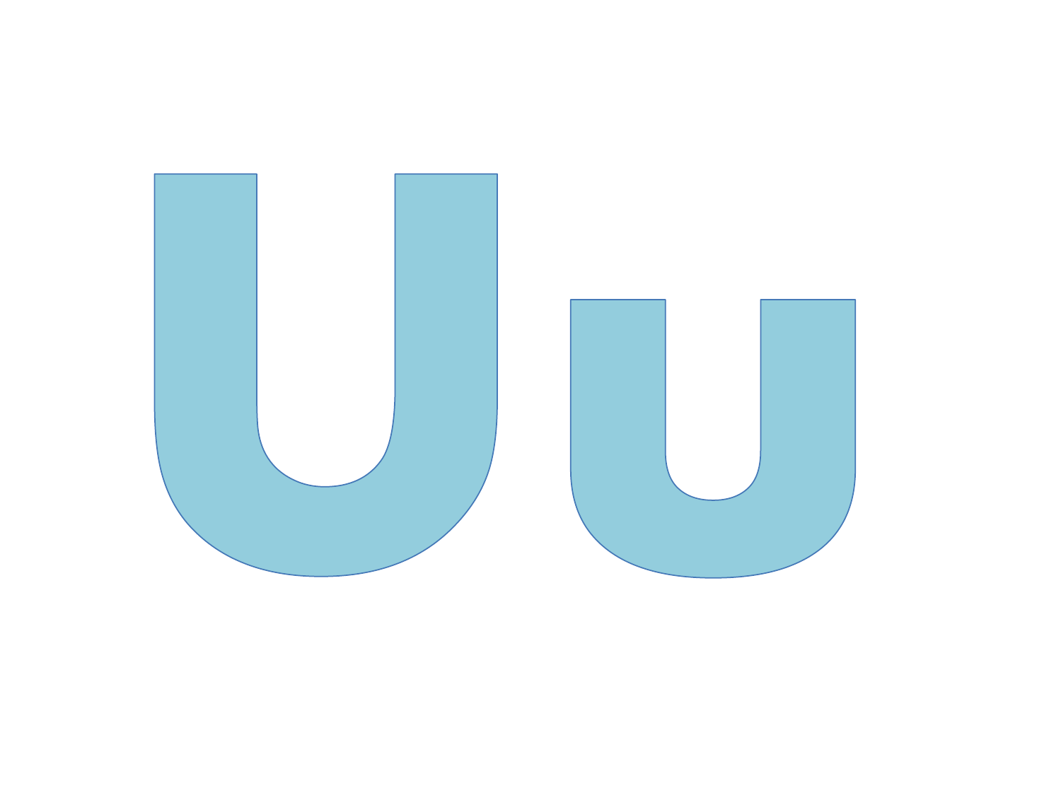# Uu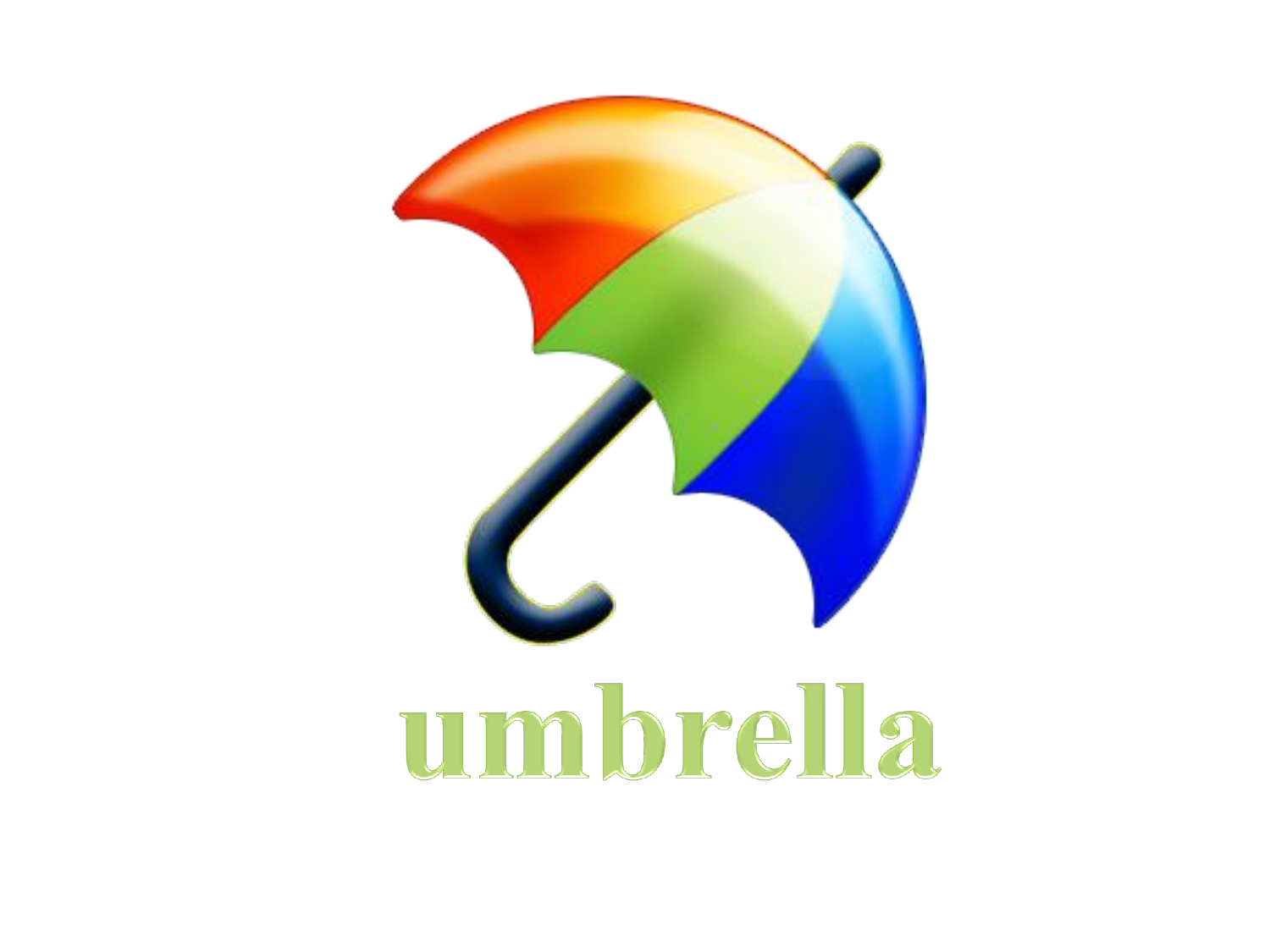umbrella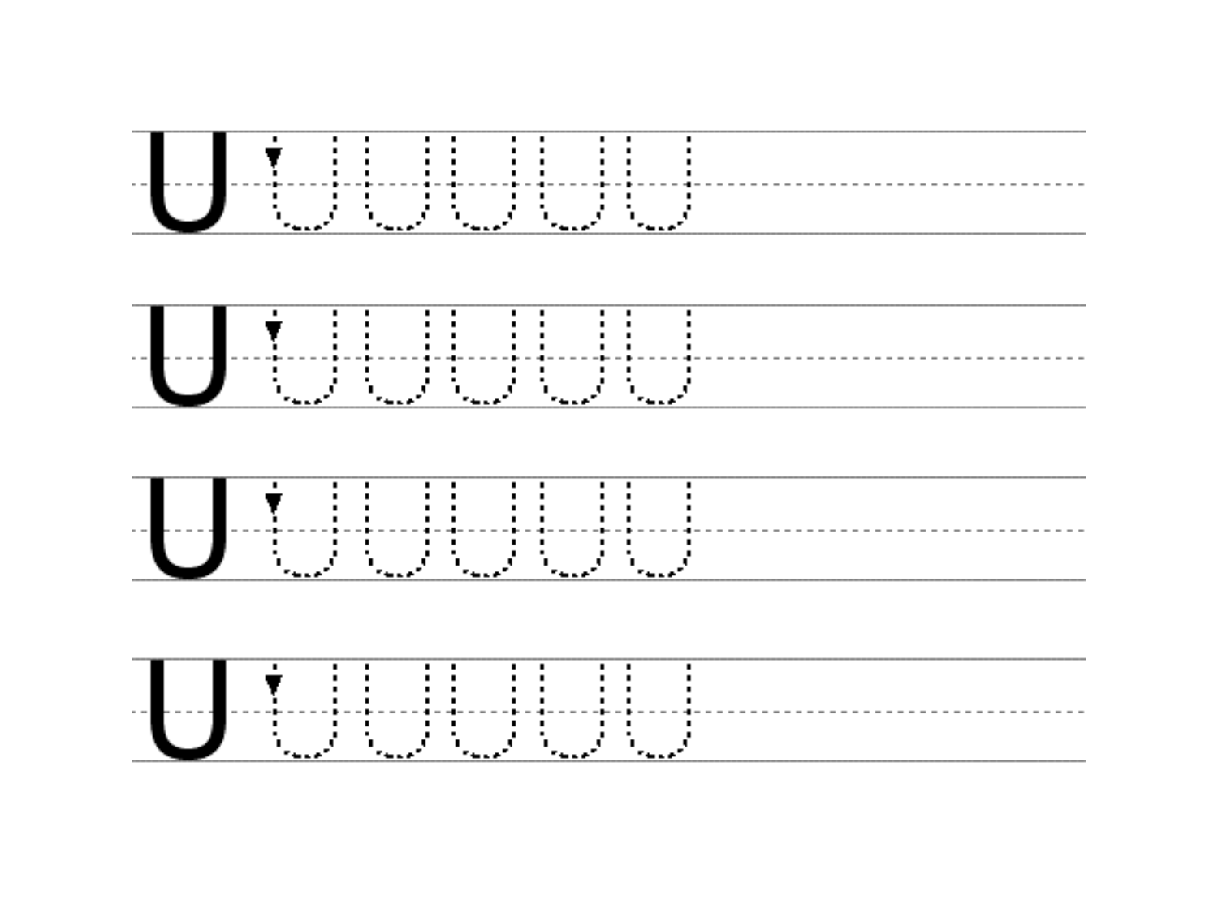U

U

U

U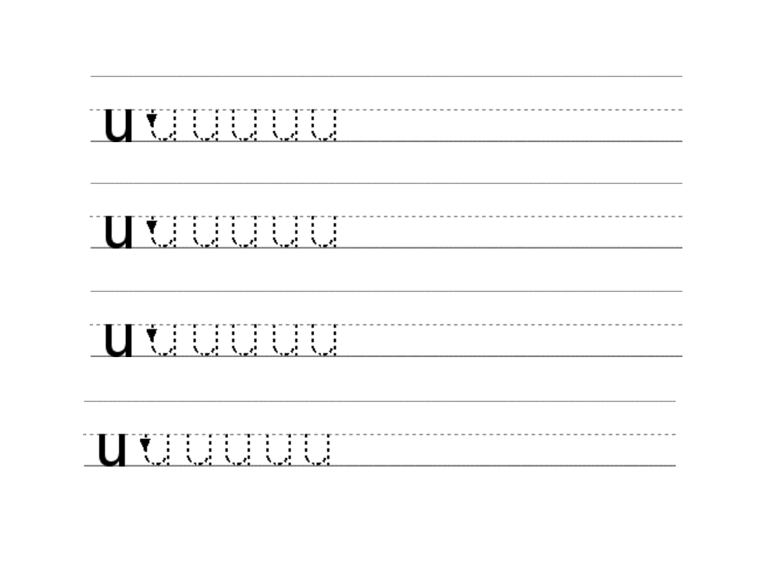u

u

u

u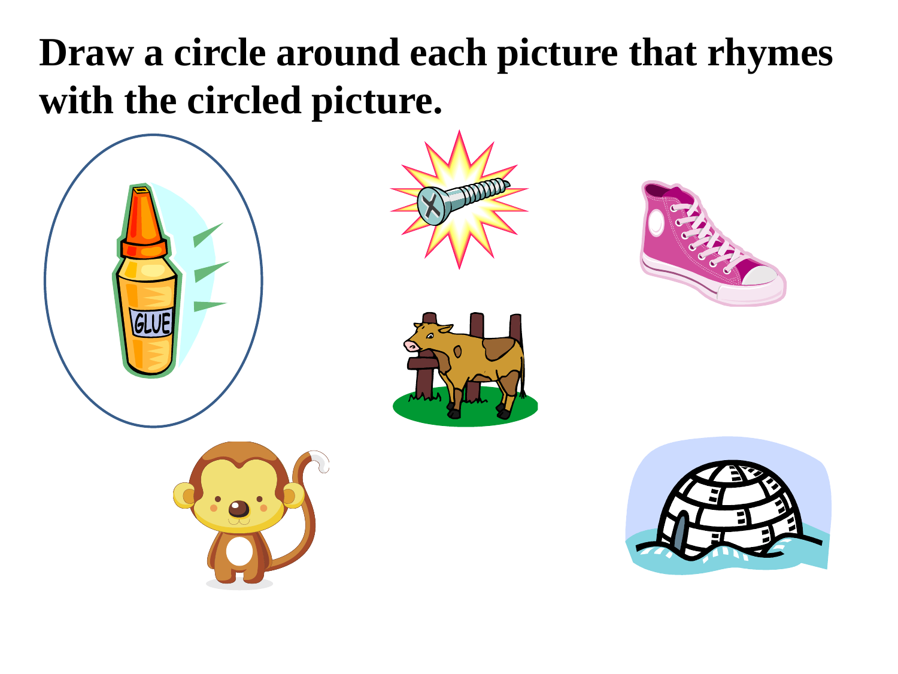**Draw a circle around each picture that rhymes with the circled picture.**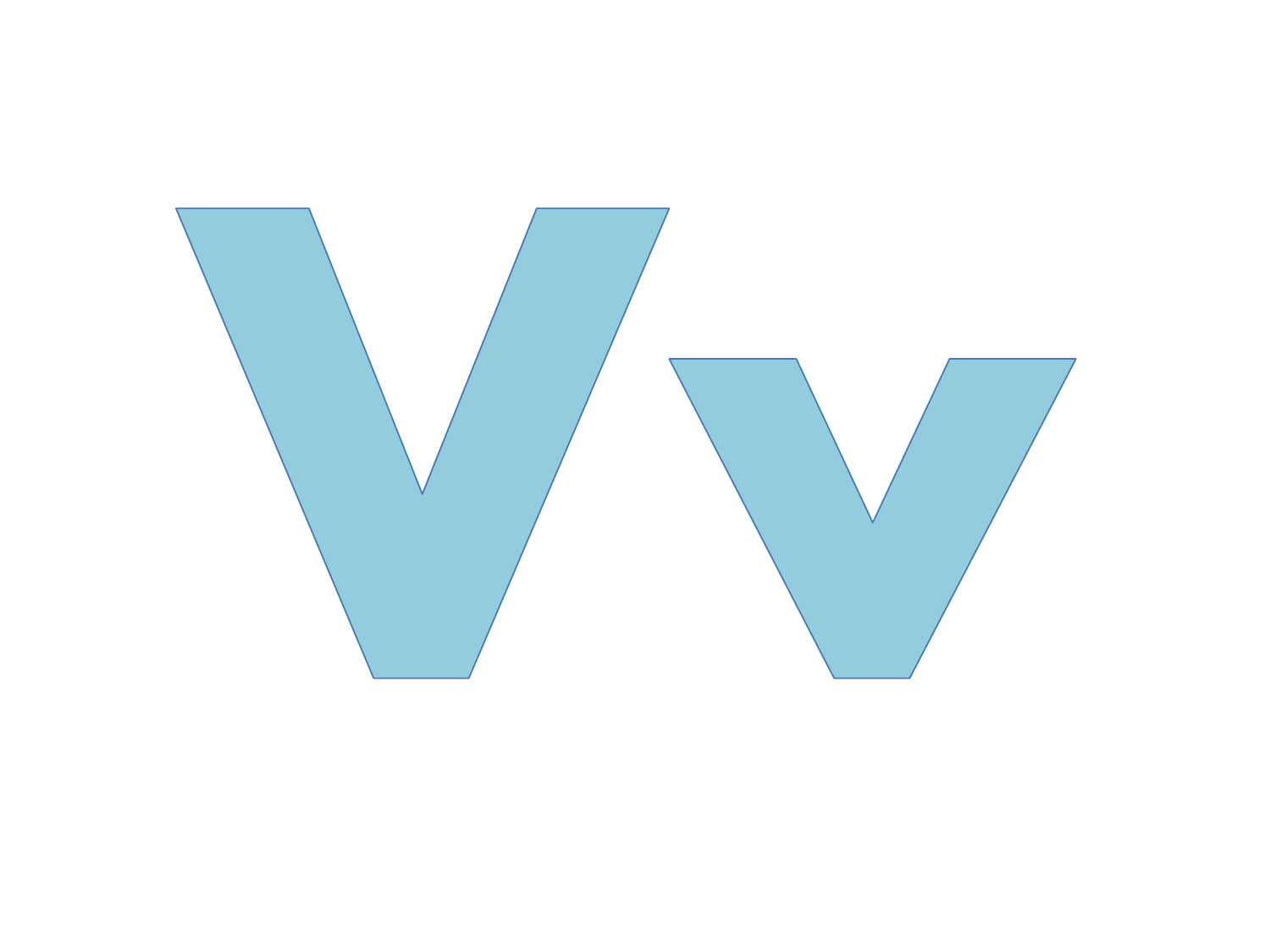# Vv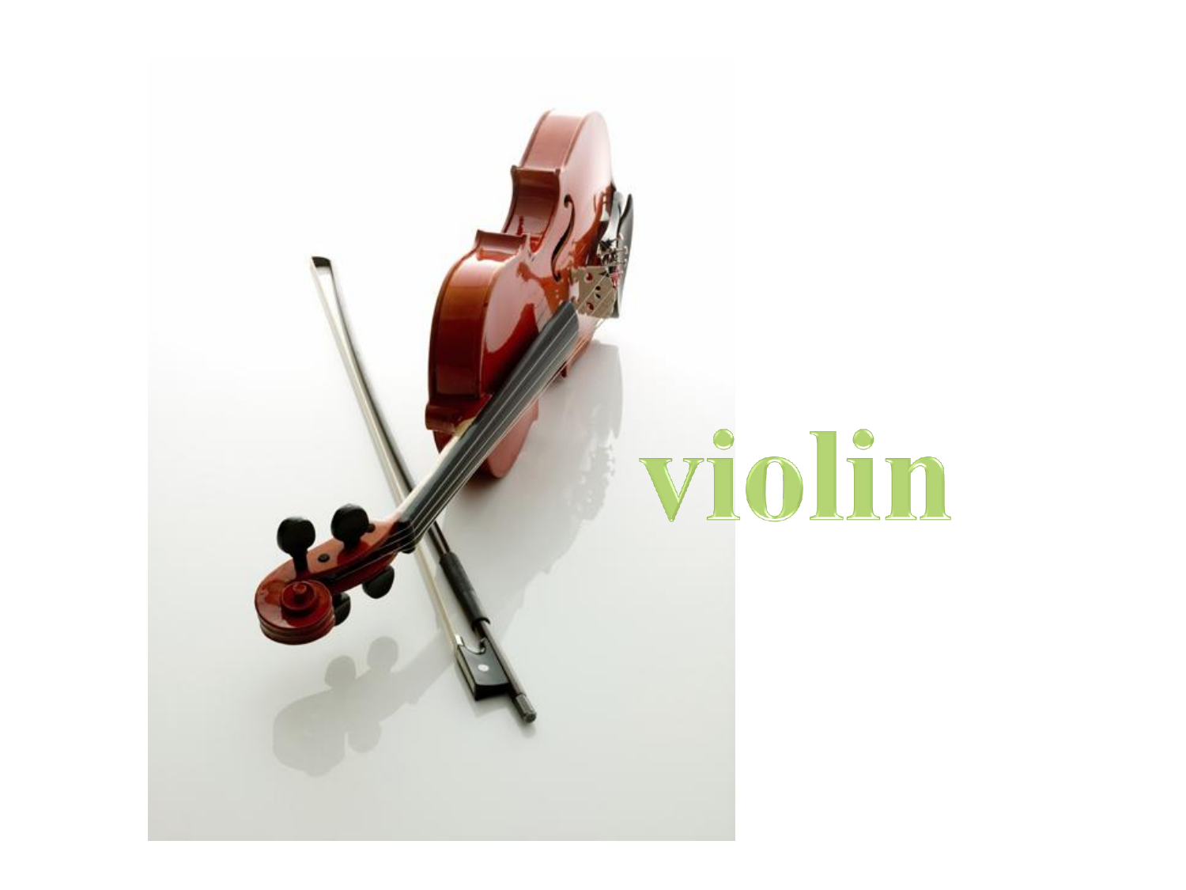violin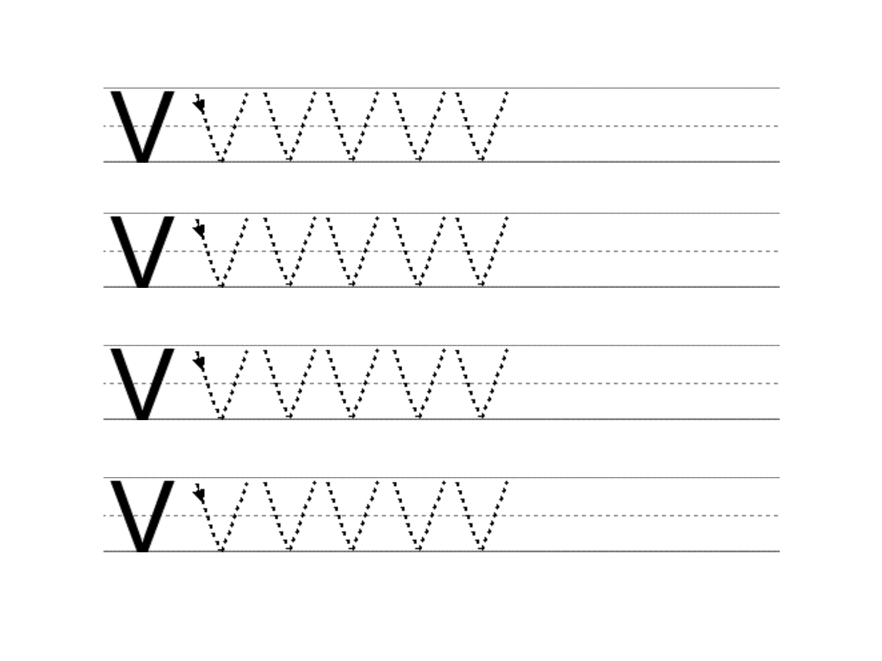v

v

v

v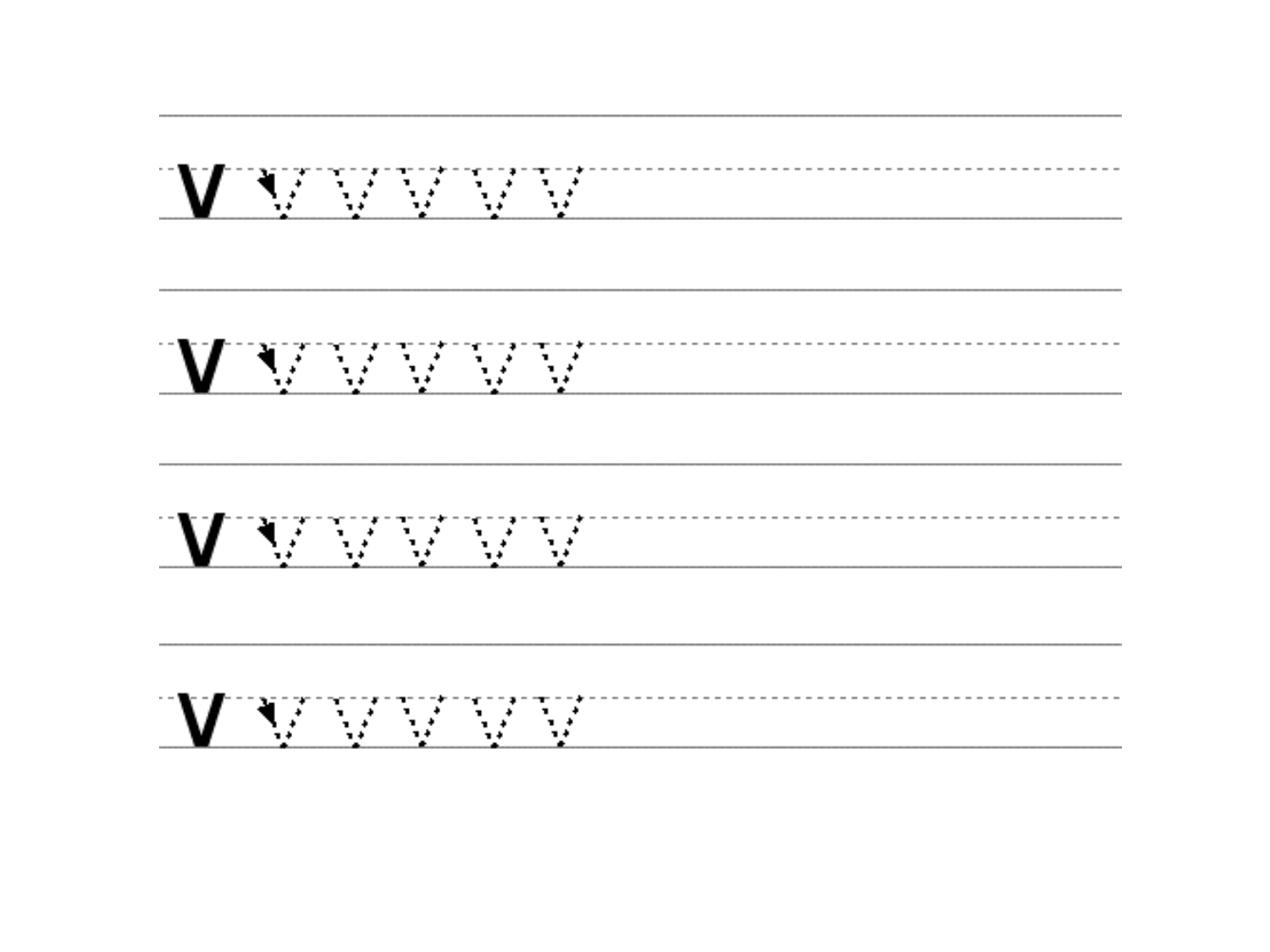v

v

v

v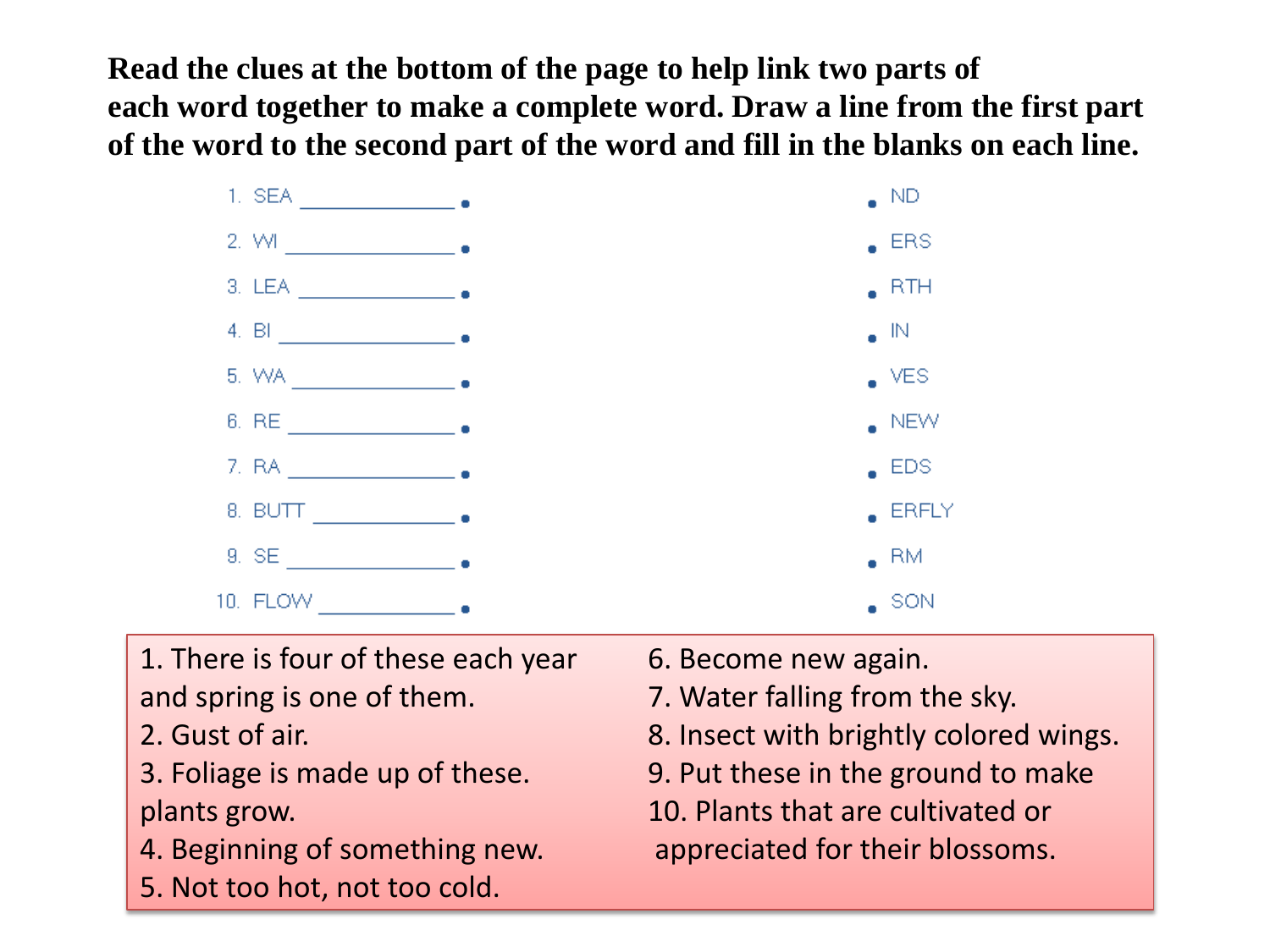**Read the clues at the bottom of the page to help link two parts of each word together to make a complete word. Draw a line from the first part of the word to the second part of the word and fill in the blanks on each line.**

| | |
|---|---|
| 1. SEA ______________ • | • ND |
| 2. WI ______________ • | • ERS |
| 3. LEA ______________ • | • RTH |
| 4. BI ______________ • | • IN |
| 5. WA ______________ • | • VES |
| 6. RE ______________ • | • NEW |
| 7. RA ______________ • | • EDS |
| 8. BUTT ______________ • | • ERFLY |
| 9. SE ______________ • | • RM |
| 10. FLOW ______________ • | • SON |

1. There is four of these each year and spring is one of them.
2. Gust of air.
3. Foliage is made up of these. plants grow.
4. Beginning of something new.
5. Not too hot, not too cold.
6. Become new again.
7. Water falling from the sky.
8. Insect with brightly colored wings.
9. Put these in the ground to make
10. Plants that are cultivated or appreciated for their blossoms.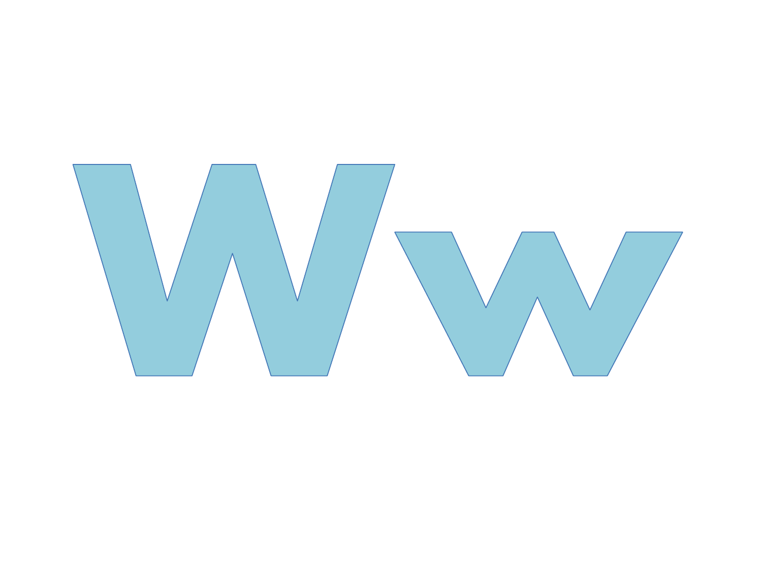# Ww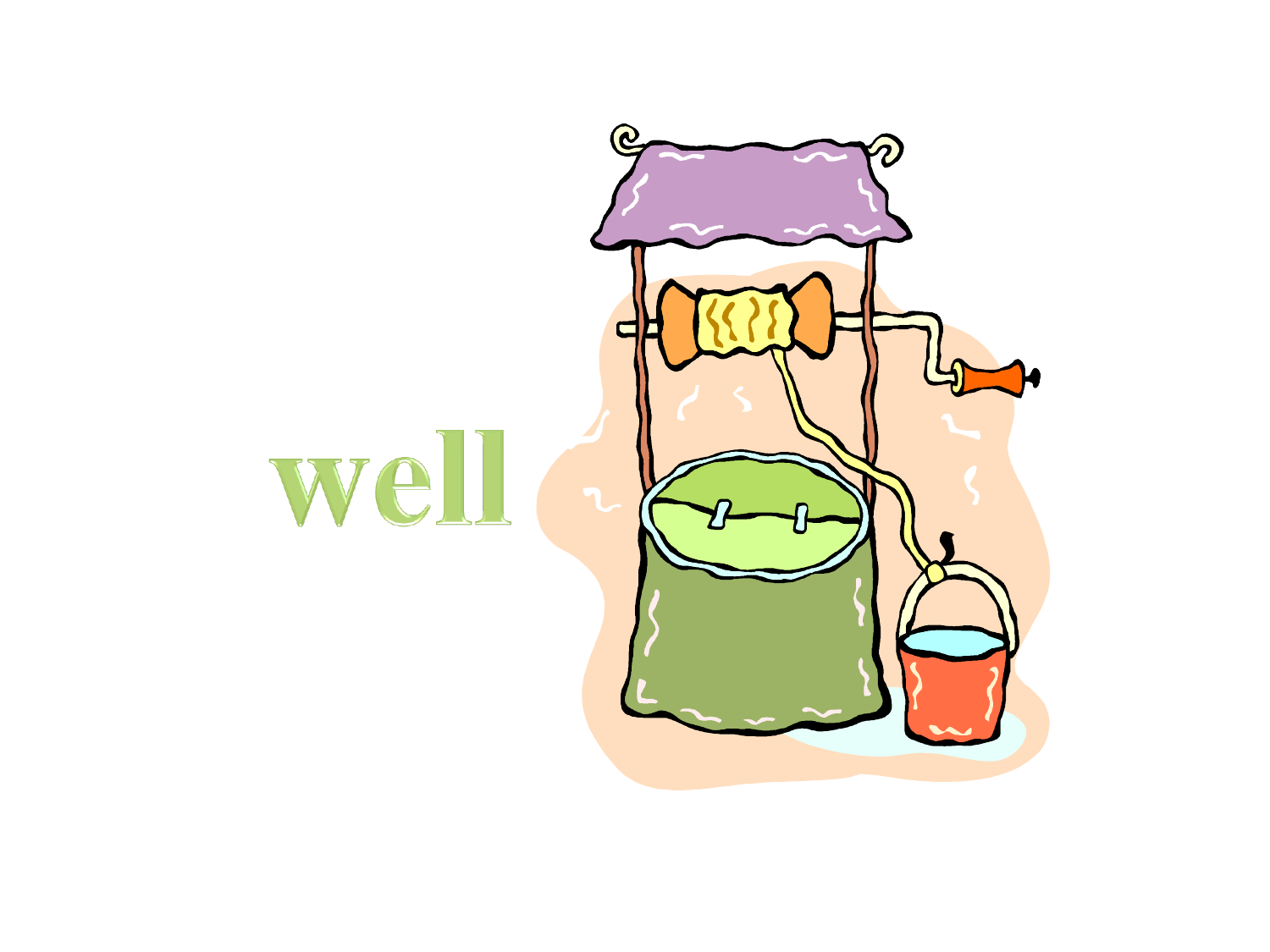well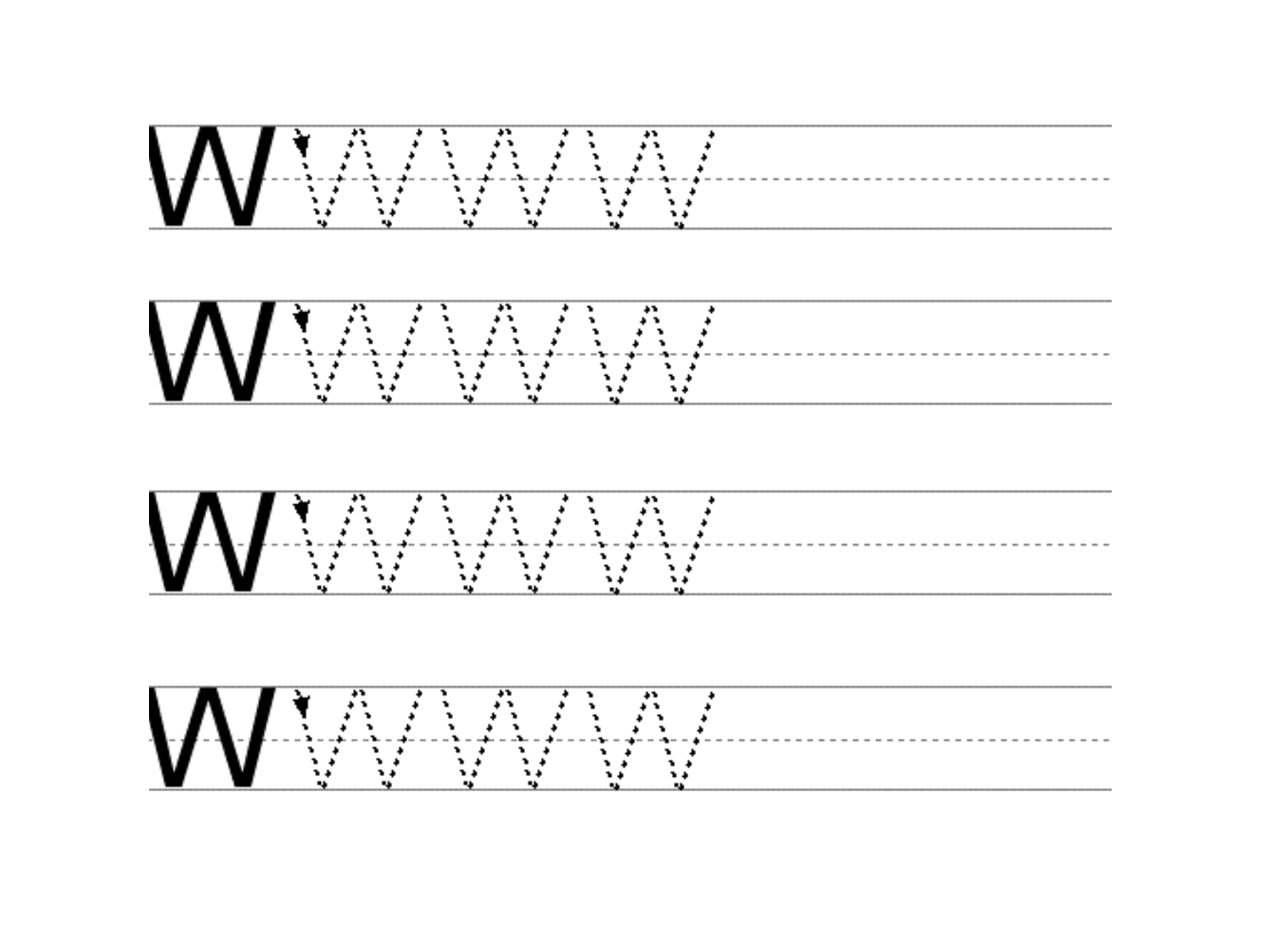W

W

W

W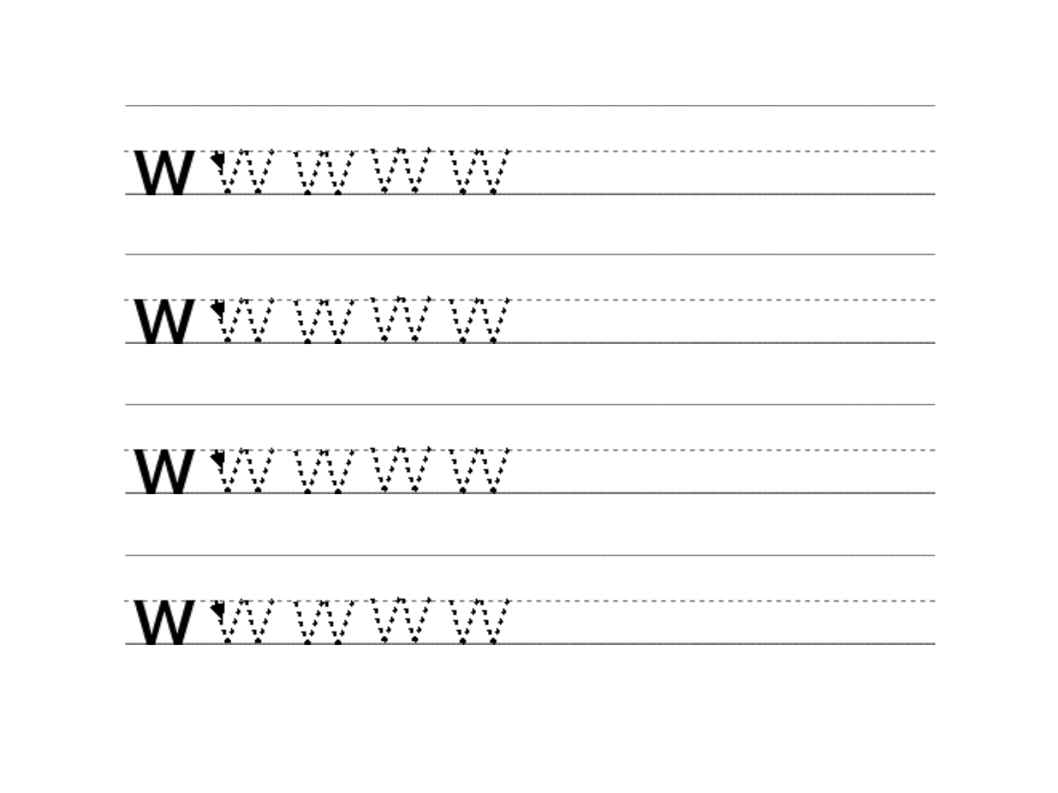w

w

w

w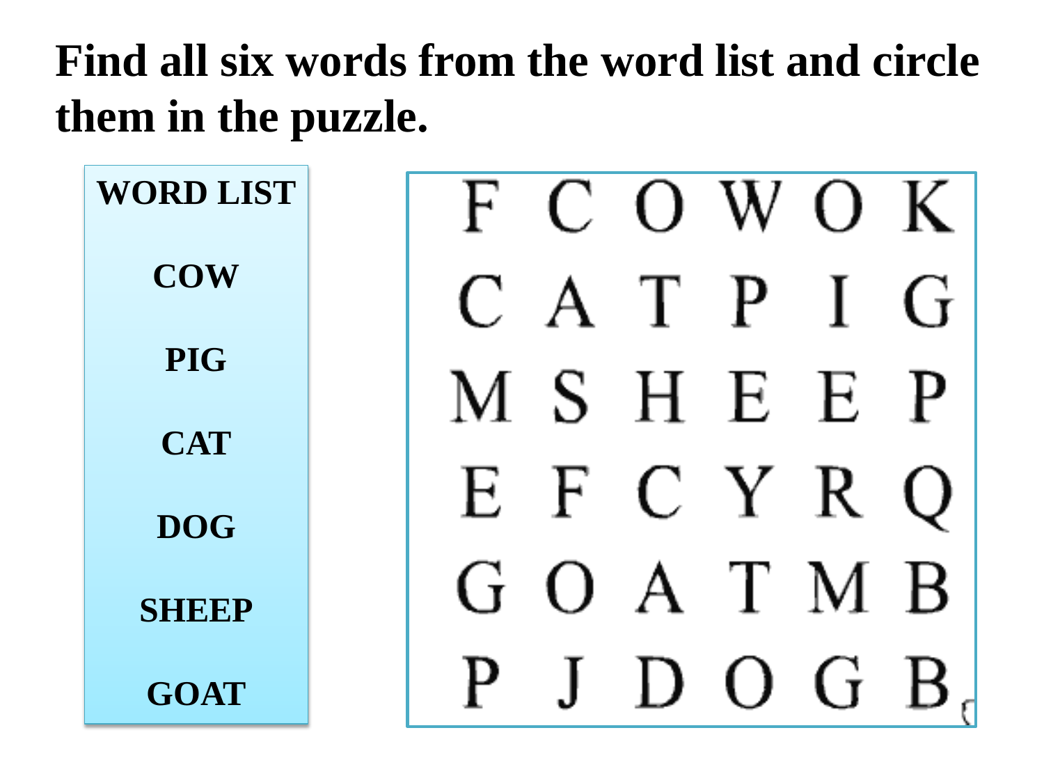# Find all six words from the word list and circle them in the puzzle.

| WORD LIST |
| --- |
| COW |
| PIG |
| CAT |
| DOG |
| SHEEP |
| GOAT |

| | | | | | |
| --- | --- | --- | --- | --- | --- |
| F | C | O | W | O | K |
| C | A | T | P | I | G |
| M | S | H | E | E | P |
| E | F | C | Y | R | Q |
| G | O | A | T | M | B |
| P | J | D | O | G | B |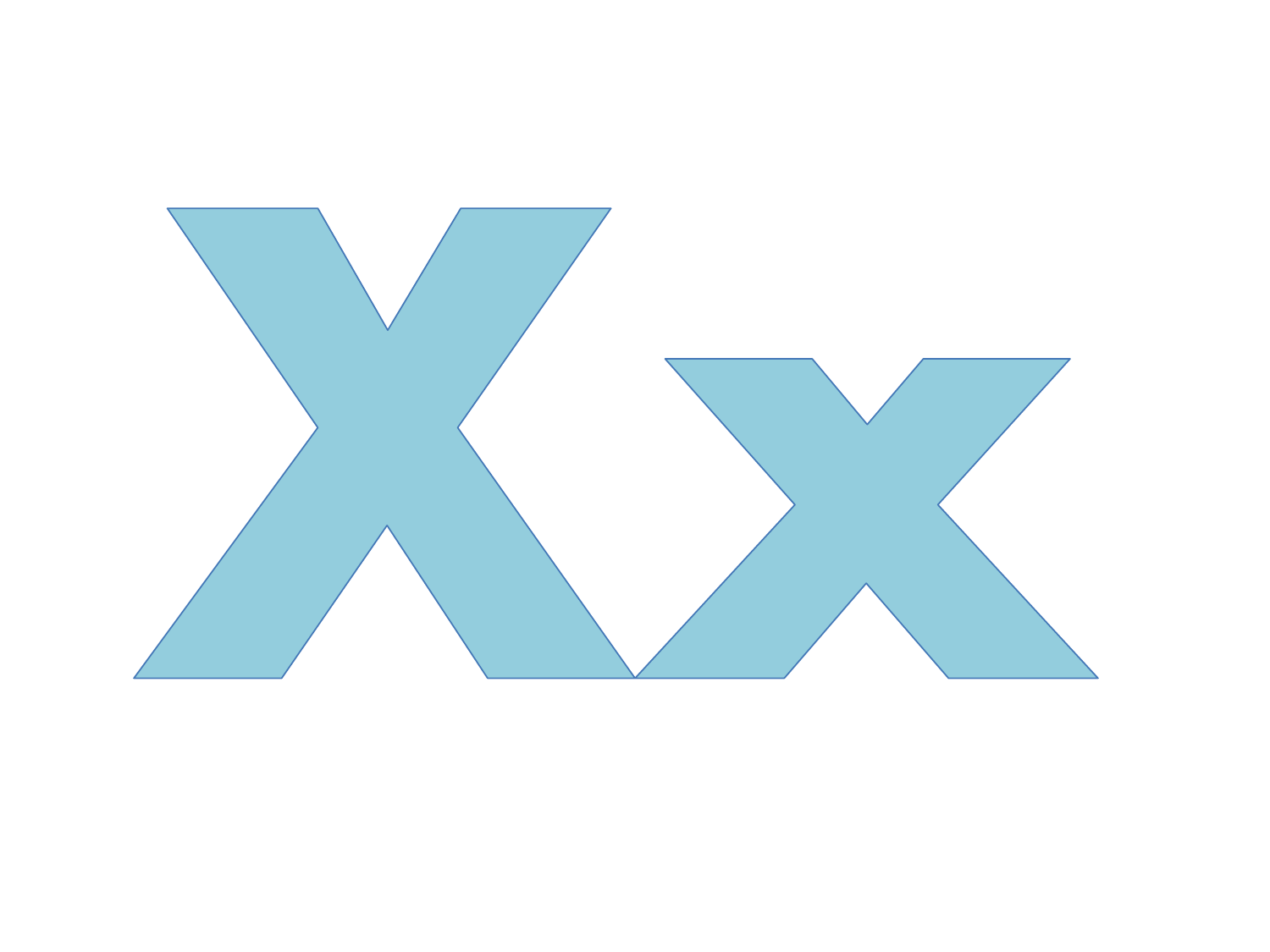# Xx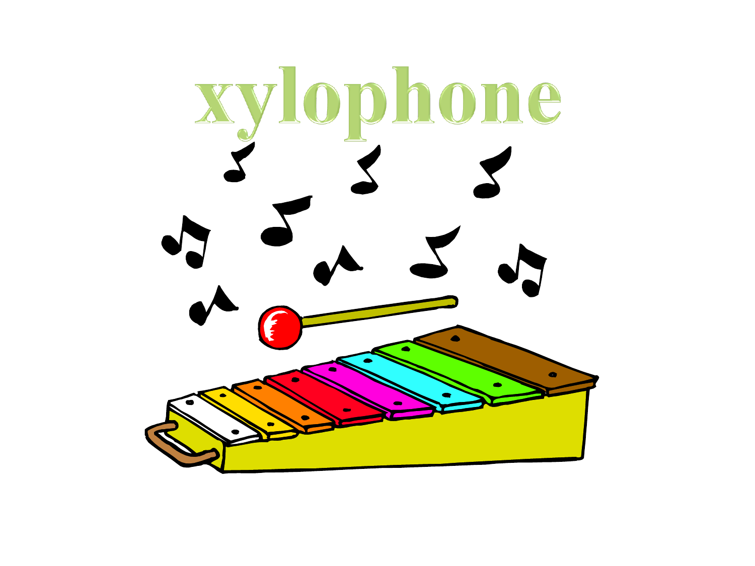# xylophone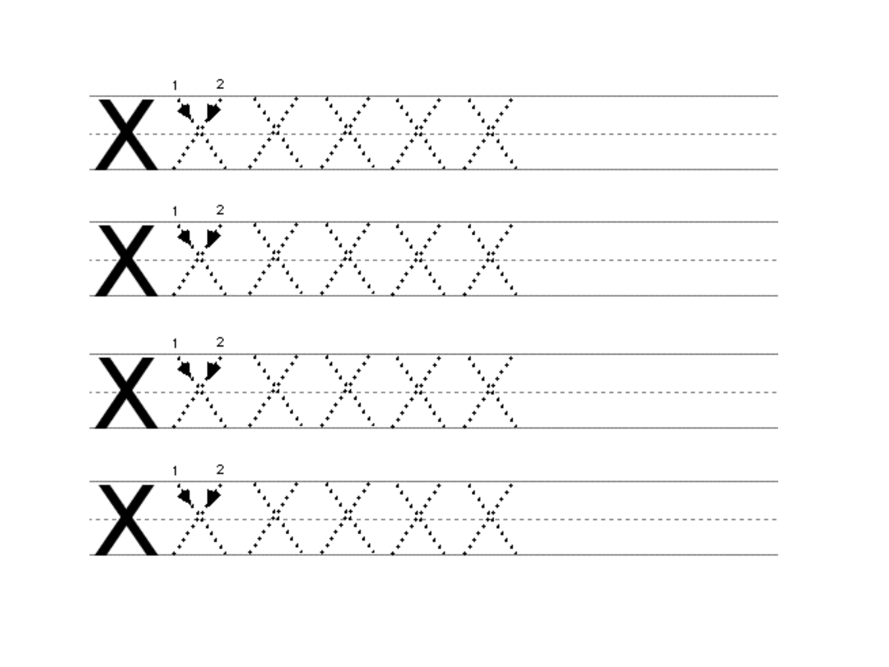X 1 2

X 1 2

X 1 2

X 1 2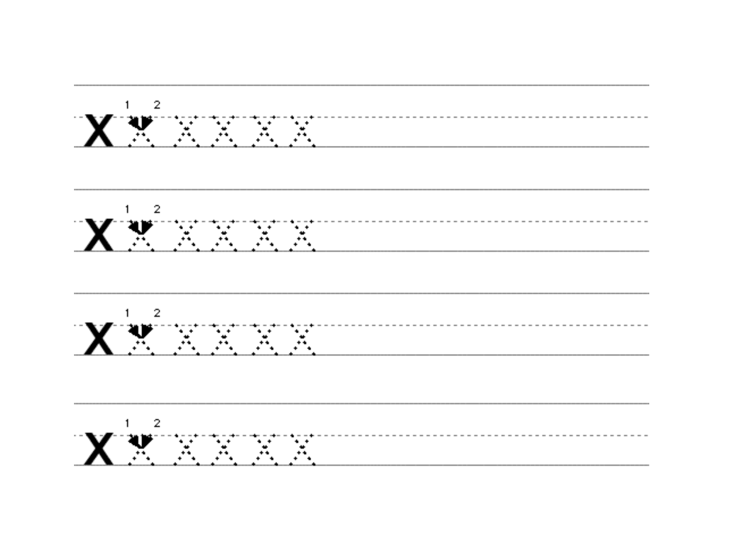x 1 2

x 1 2

x 1 2

x 1 2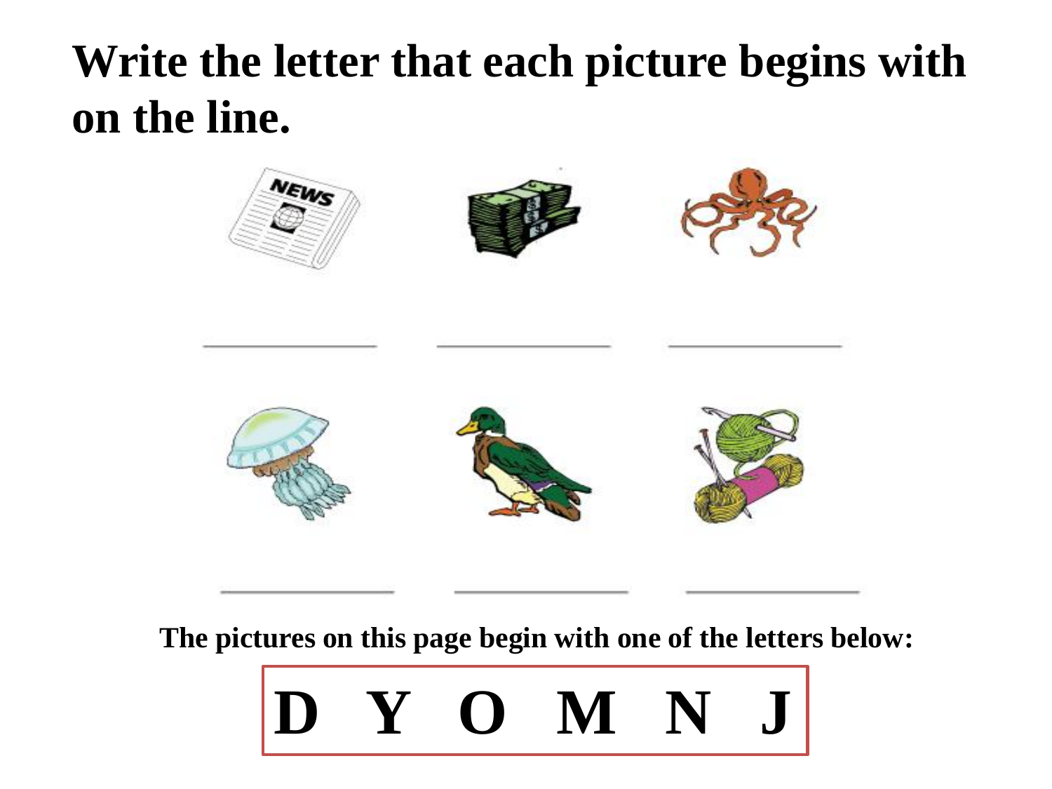# Write the letter that each picture begins with on the line.

\_\_\_\_\_\_\_\_\_\_\_\_ \_\_\_\_\_\_\_\_\_\_\_\_ \_\_\_\_\_\_\_\_\_\_\_\_

\_\_\_\_\_\_\_\_\_\_\_\_ \_\_\_\_\_\_\_\_\_\_\_\_ \_\_\_\_\_\_\_\_\_\_\_\_

**The pictures on this page begin with one of the letters below:**

**D Y O M N J**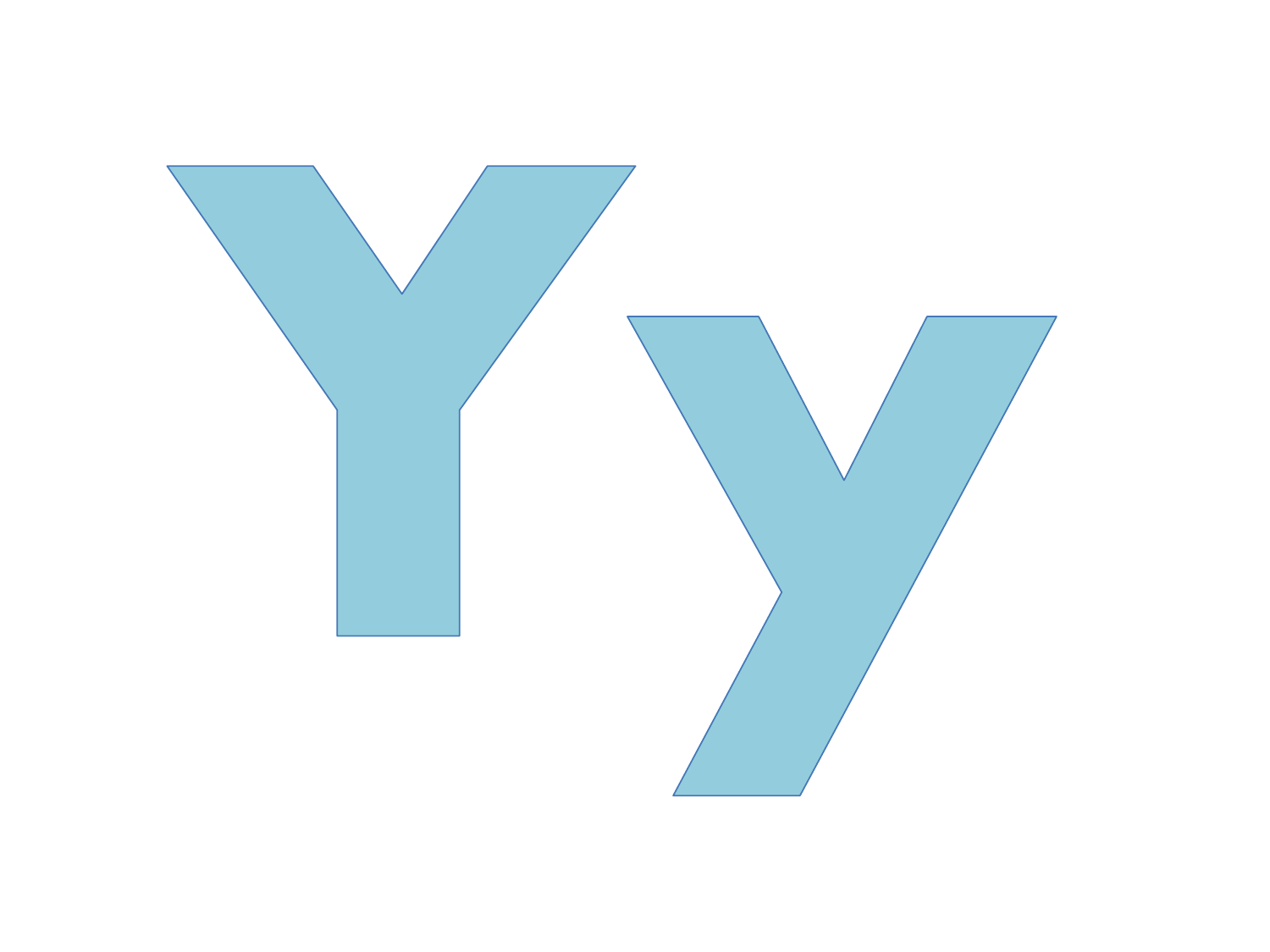Yy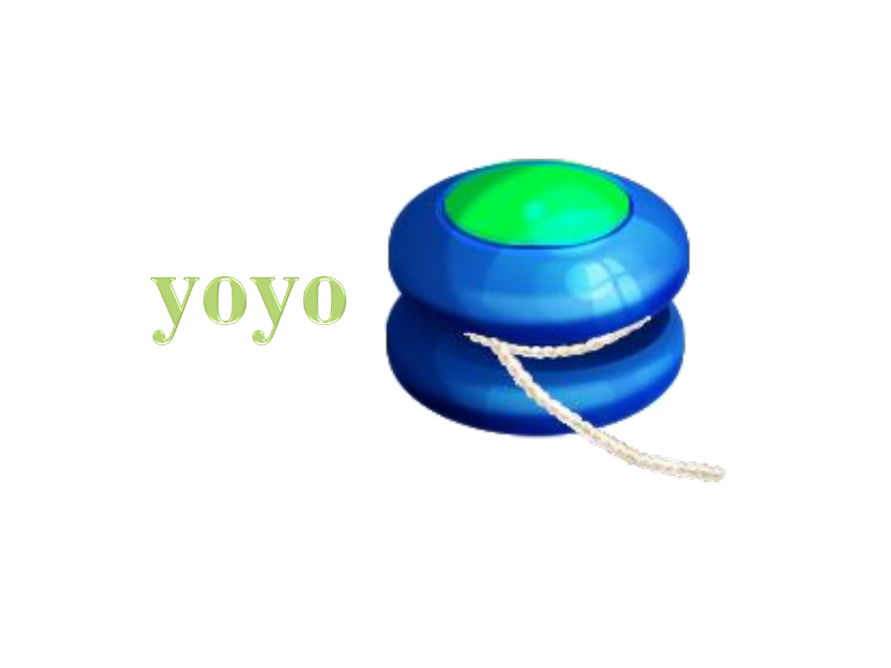yoyo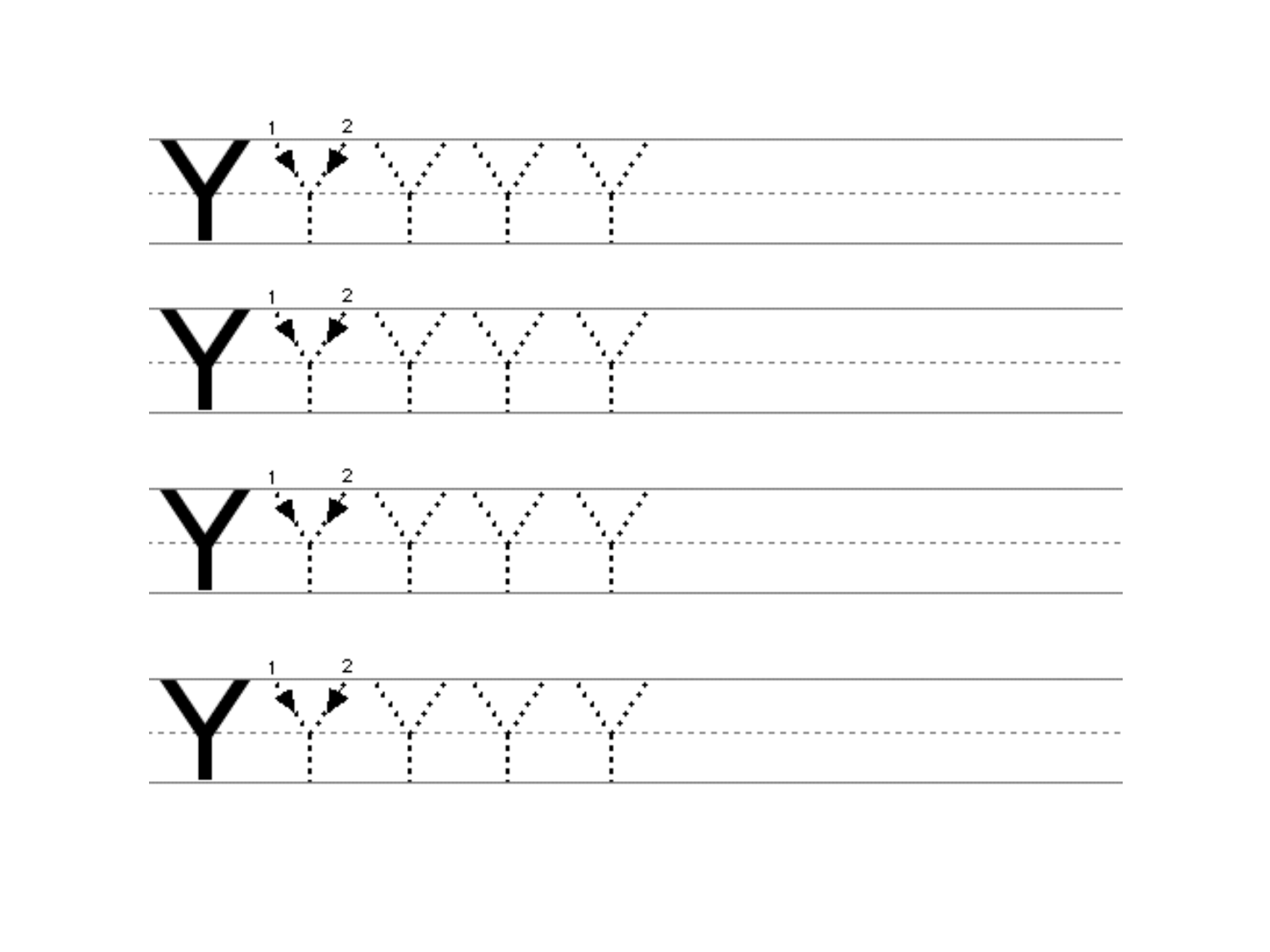Y 1 2

Y 1 2

Y 1 2

Y 1 2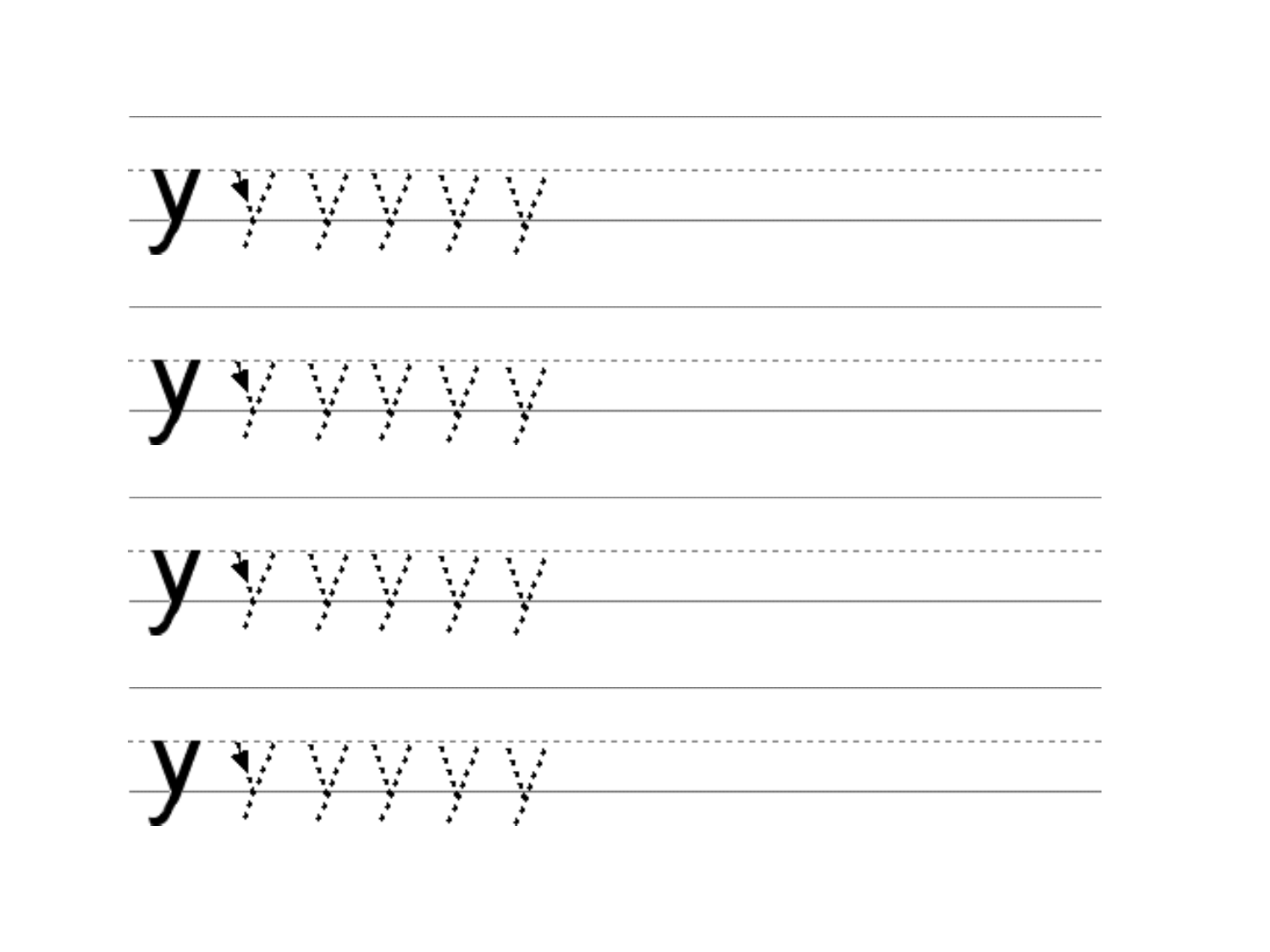y

y

y

y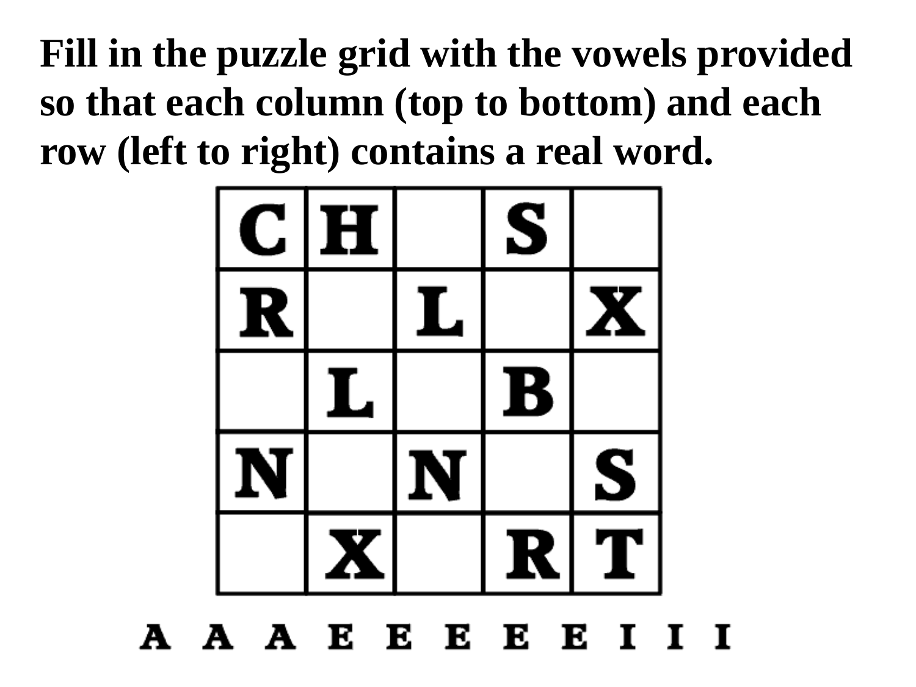**Fill in the puzzle grid with the vowels provided so that each column (top to bottom) and each row (left to right) contains a real word.**

| | | | | |
|---|---|---|---|---|
| C | H | | S | |
| R | | L | | X |
| | L | | B | |
| N | | N | | S |
| | X | | R | T |

A A A E E E E E I I I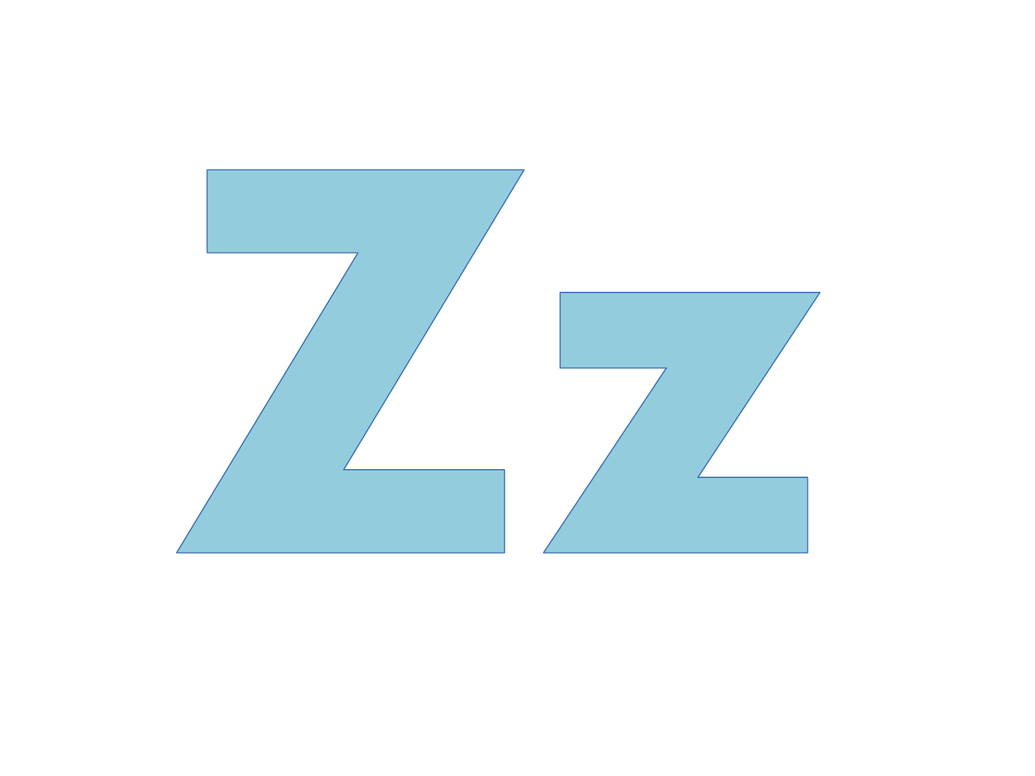Zz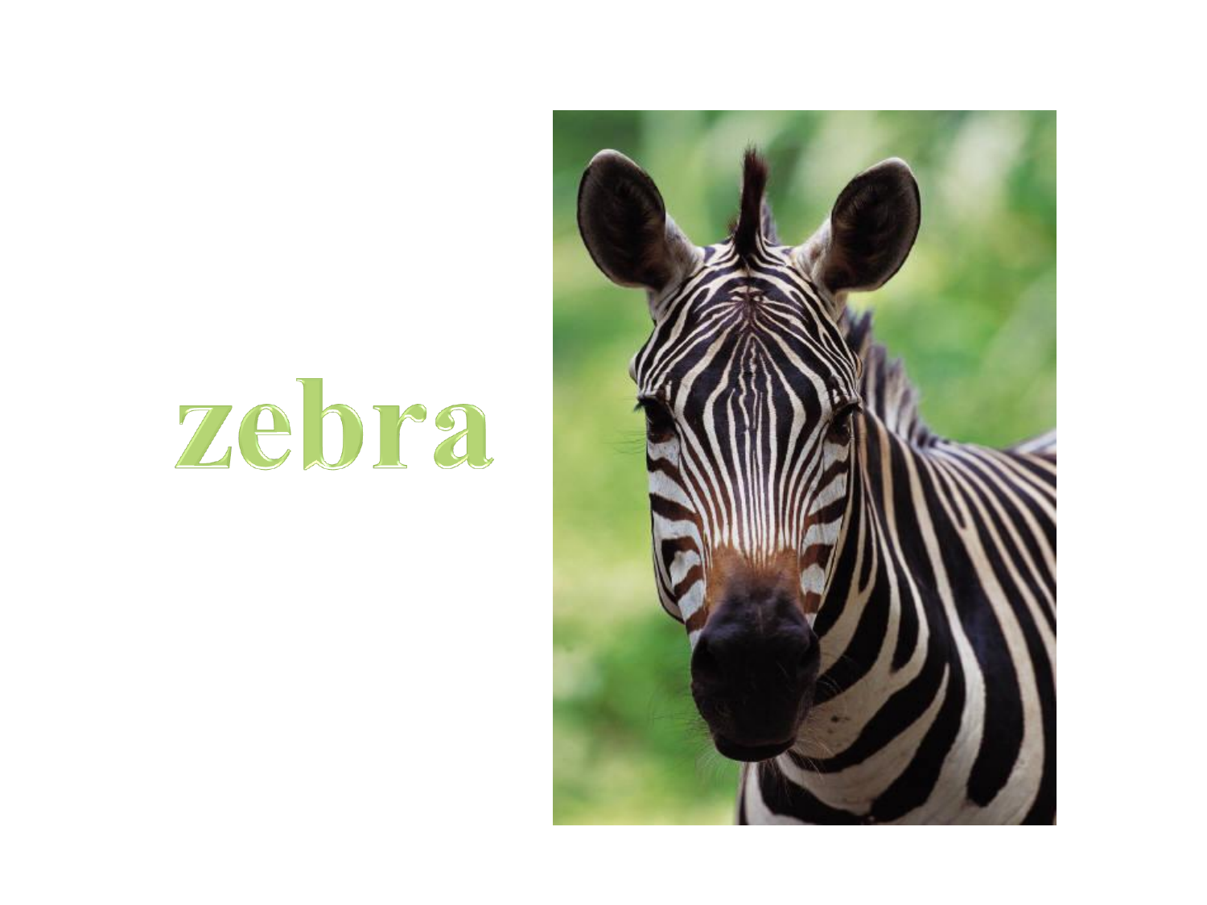zebra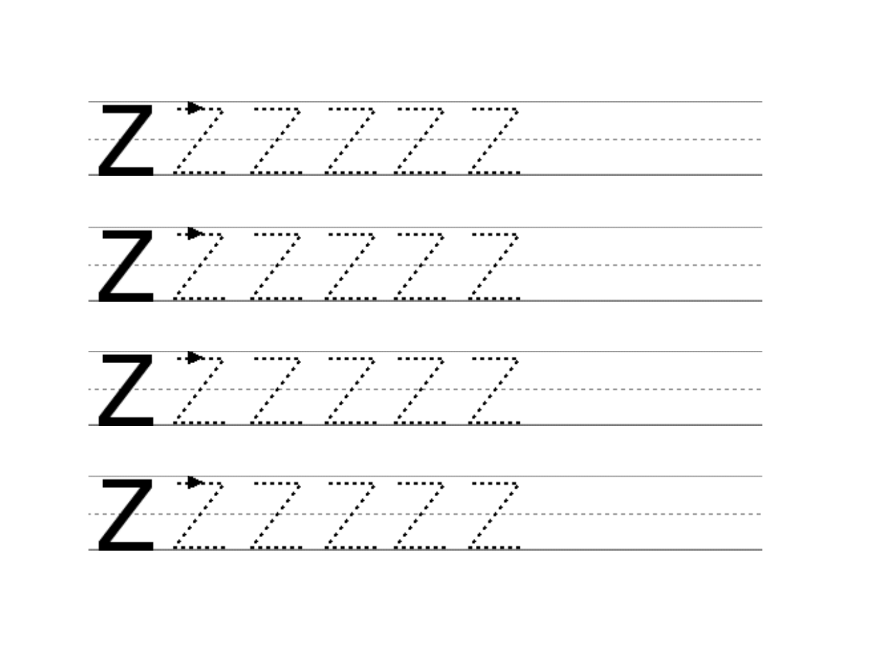Z

Z

Z

Z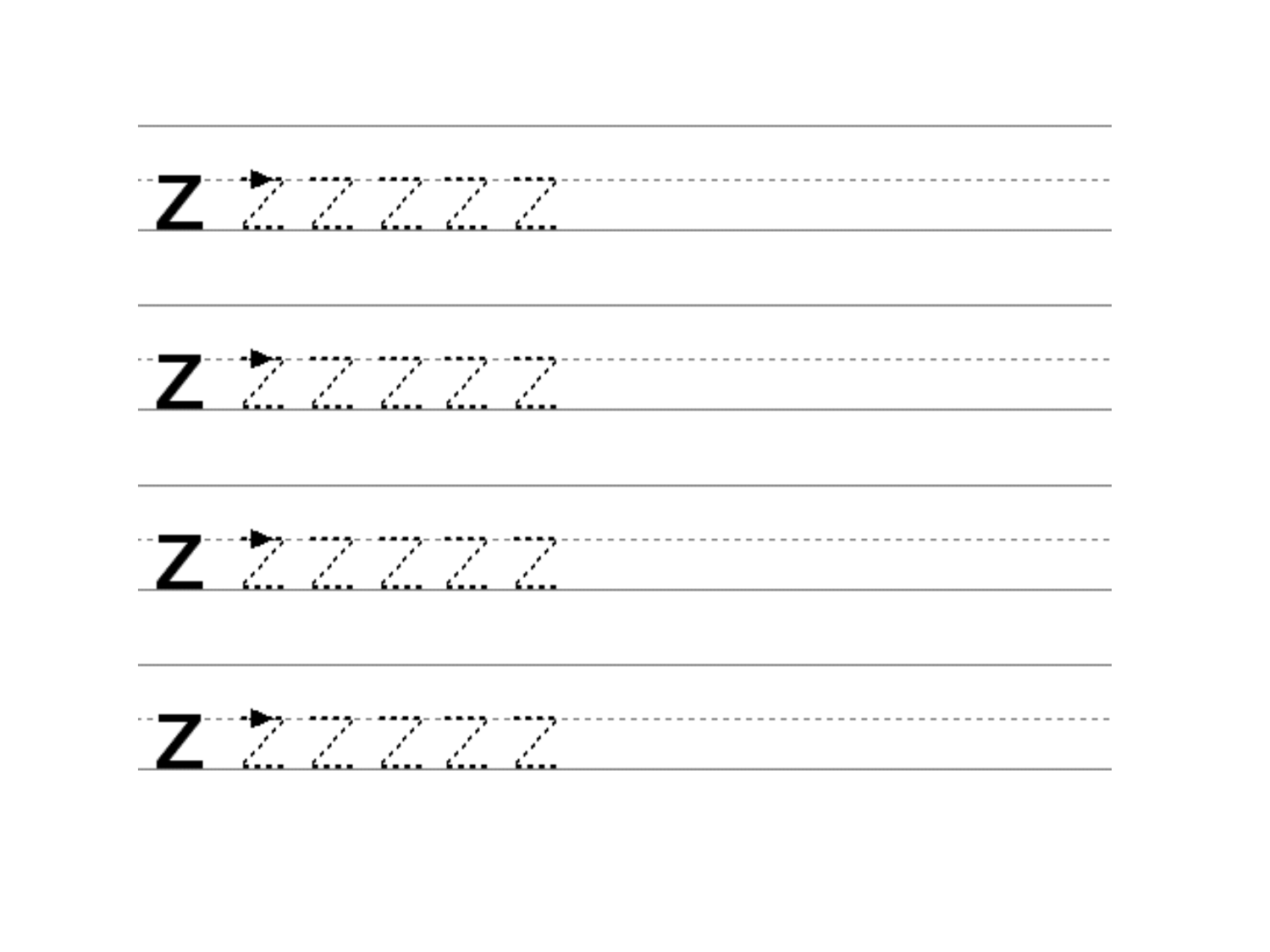z

z

z

z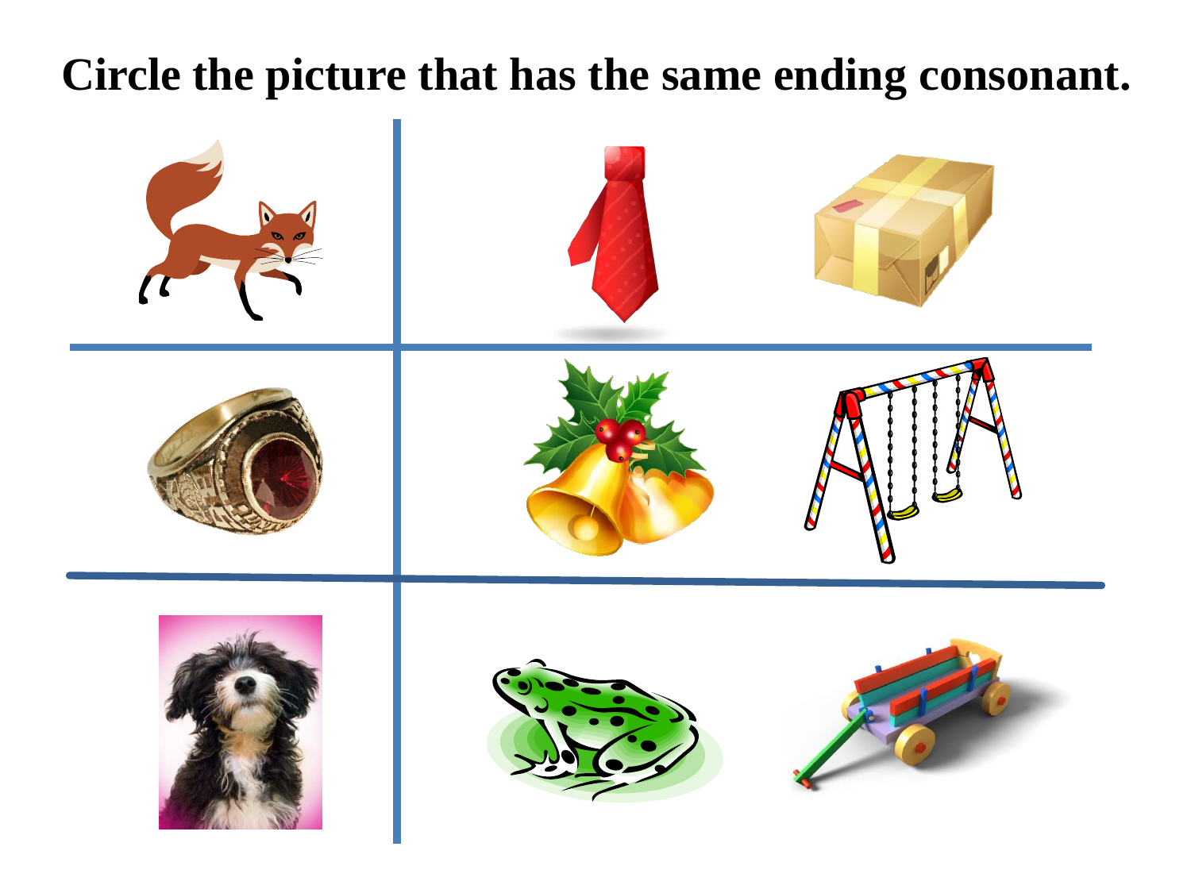# Circle the picture that has the same ending consonant.